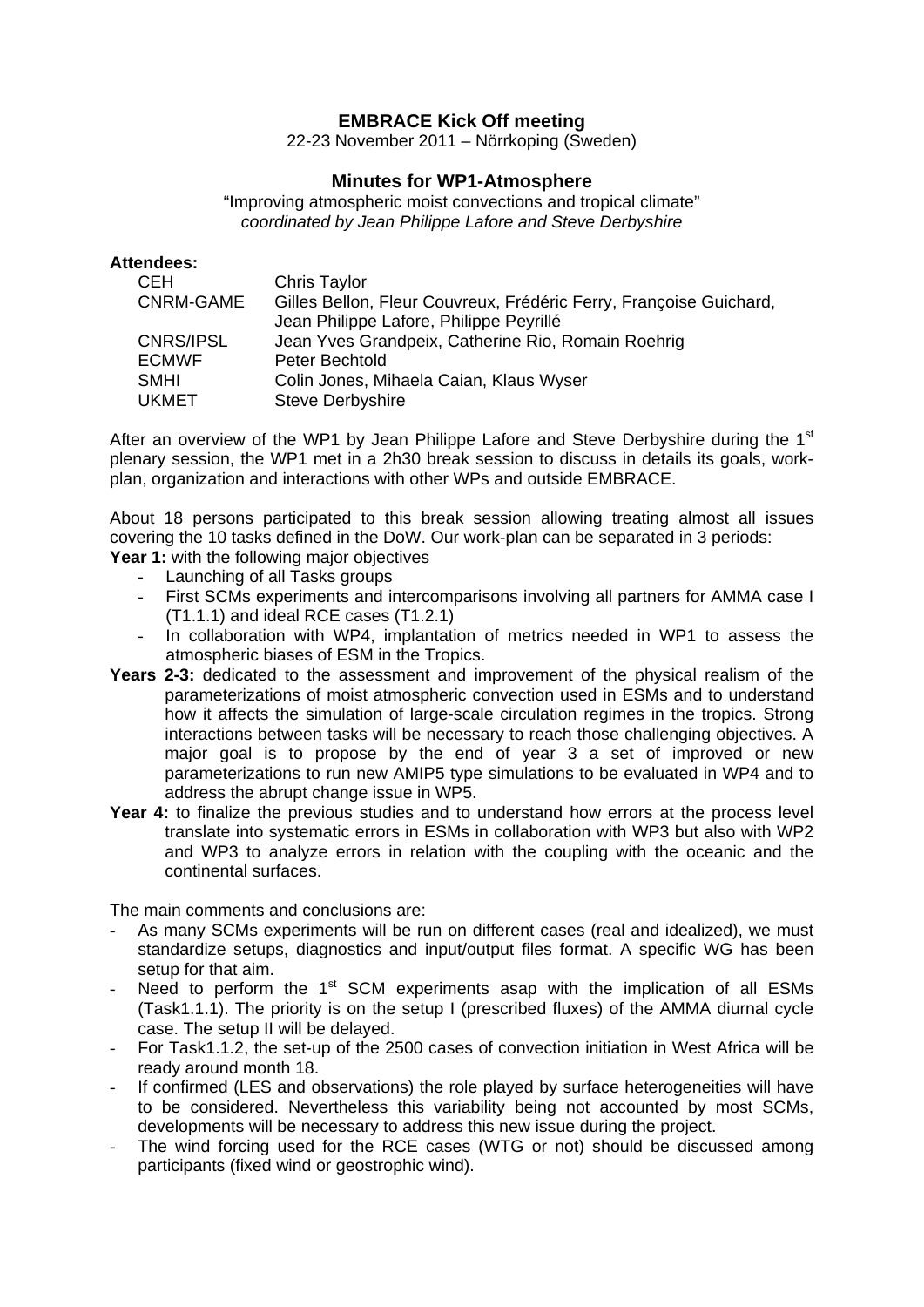# EMBRACE Kick Off meeting

22-23 November 2011 – Nörrkoping (Sweden)

## Minutes for WP1-Atmosphere

"Improving atmospheric moist convections and tropical climate"
*coordinated by Jean Philippe Lafore and Steve Derbyshire*

**Attendees:**

| | |
|---|---|
| CEH | Chris Taylor |
| CNRM-GAME | Gilles Bellon, Fleur Couvreux, Frédéric Ferry, Françoise Guichard, Jean Philippe Lafore, Philippe Peyrillé |
| CNRS/IPSL | Jean Yves Grandpeix, Catherine Rio, Romain Roehrig |
| ECMWF | Peter Bechtold |
| SMHI | Colin Jones, Mihaela Caian, Klaus Wyser |
| UKMET | Steve Derbyshire |

After an overview of the WP1 by Jean Philippe Lafore and Steve Derbyshire during the 1st plenary session, the WP1 met in a 2h30 break session to discuss in details its goals, work-plan, organization and interactions with other WPs and outside EMBRACE.

About 18 persons participated to this break session allowing treating almost all issues covering the 10 tasks defined in the DoW. Our work-plan can be separated in 3 periods:

**Year 1:** with the following major objectives

- Launching of all Tasks groups
- First SCMs experiments and intercomparisons involving all partners for AMMA case I (T1.1.1) and ideal RCE cases (T1.2.1)
- In collaboration with WP4, implantation of metrics needed in WP1 to assess the atmospheric biases of ESM in the Tropics.

**Years 2-3:** dedicated to the assessment and improvement of the physical realism of the parameterizations of moist atmospheric convection used in ESMs and to understand how it affects the simulation of large-scale circulation regimes in the tropics. Strong interactions between tasks will be necessary to reach those challenging objectives. A major goal is to propose by the end of year 3 a set of improved or new parameterizations to run new AMIP5 type simulations to be evaluated in WP4 and to address the abrupt change issue in WP5.

**Year 4:** to finalize the previous studies and to understand how errors at the process level translate into systematic errors in ESMs in collaboration with WP3 but also with WP2 and WP3 to analyze errors in relation with the coupling with the oceanic and the continental surfaces.

The main comments and conclusions are:

- As many SCMs experiments will be run on different cases (real and idealized), we must standardize setups, diagnostics and input/output files format. A specific WG has been setup for that aim.
- Need to perform the 1st SCM experiments asap with the implication of all ESMs (Task1.1.1). The priority is on the setup I (prescribed fluxes) of the AMMA diurnal cycle case. The setup II will be delayed.
- For Task1.1.2, the set-up of the 2500 cases of convection initiation in West Africa will be ready around month 18.
- If confirmed (LES and observations) the role played by surface heterogeneities will have to be considered. Nevertheless this variability being not accounted by most SCMs, developments will be necessary to address this new issue during the project.
- The wind forcing used for the RCE cases (WTG or not) should be discussed among participants (fixed wind or geostrophic wind).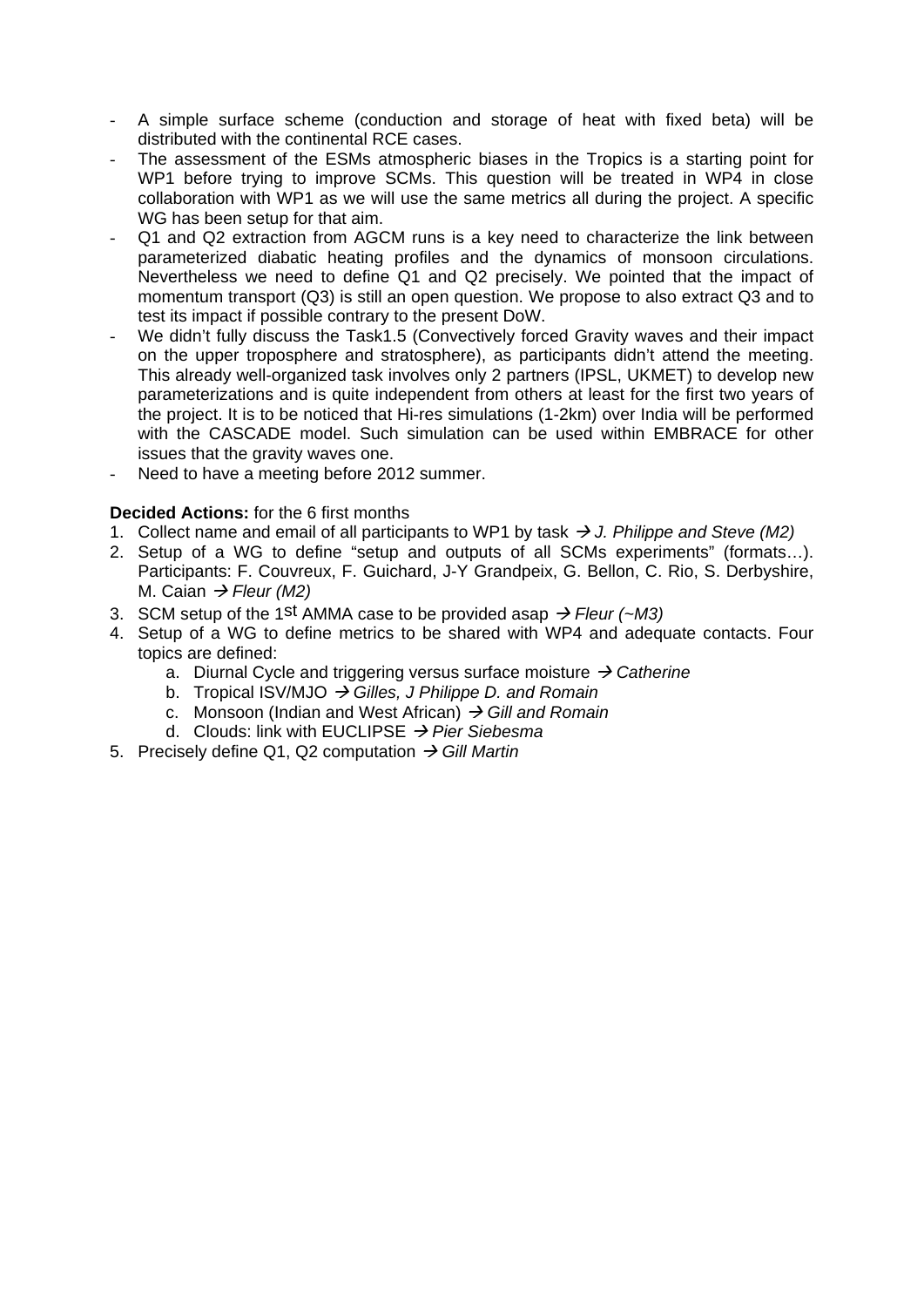- A simple surface scheme (conduction and storage of heat with fixed beta) will be distributed with the continental RCE cases.
- The assessment of the ESMs atmospheric biases in the Tropics is a starting point for WP1 before trying to improve SCMs. This question will be treated in WP4 in close collaboration with WP1 as we will use the same metrics all during the project. A specific WG has been setup for that aim.
- Q1 and Q2 extraction from AGCM runs is a key need to characterize the link between parameterized diabatic heating profiles and the dynamics of monsoon circulations. Nevertheless we need to define Q1 and Q2 precisely. We pointed that the impact of momentum transport (Q3) is still an open question. We propose to also extract Q3 and to test its impact if possible contrary to the present DoW.
- We didn't fully discuss the Task1.5 (Convectively forced Gravity waves and their impact on the upper troposphere and stratosphere), as participants didn't attend the meeting. This already well-organized task involves only 2 partners (IPSL, UKMET) to develop new parameterizations and is quite independent from others at least for the first two years of the project. It is to be noticed that Hi-res simulations (1-2km) over India will be performed with the CASCADE model. Such simulation can be used within EMBRACE for other issues that the gravity waves one.
- Need to have a meeting before 2012 summer.

**Decided Actions:** for the 6 first months

1. Collect name and email of all participants to WP1 by task → *J. Philippe and Steve (M2)*
2. Setup of a WG to define "setup and outputs of all SCMs experiments" (formats…). Participants: F. Couvreux, F. Guichard, J-Y Grandpeix, G. Bellon, C. Rio, S. Derbyshire, M. Caian → *Fleur (M2)*
3. SCM setup of the 1st AMMA case to be provided asap → *Fleur (~M3)*
4. Setup of a WG to define metrics to be shared with WP4 and adequate contacts. Four topics are defined:
    a. Diurnal Cycle and triggering versus surface moisture → *Catherine*
    b. Tropical ISV/MJO → *Gilles, J Philippe D. and Romain*
    c. Monsoon (Indian and West African) → *Gill and Romain*
    d. Clouds: link with EUCLIPSE → *Pier Siebesma*
5. Precisely define Q1, Q2 computation → *Gill Martin*